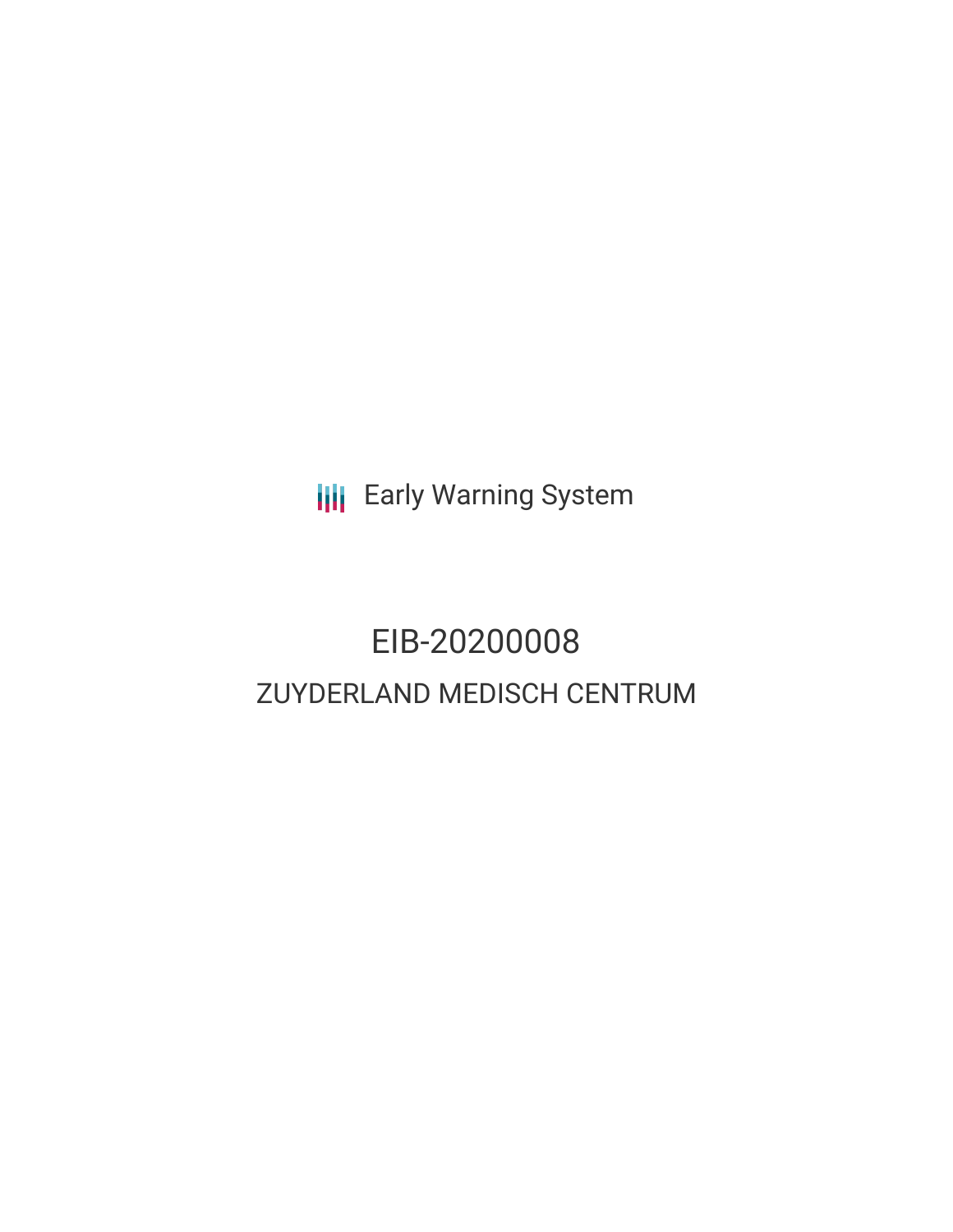Early Warning System

# EIB-20200008

## ZUYDERLAND MEDISCH CENTRUM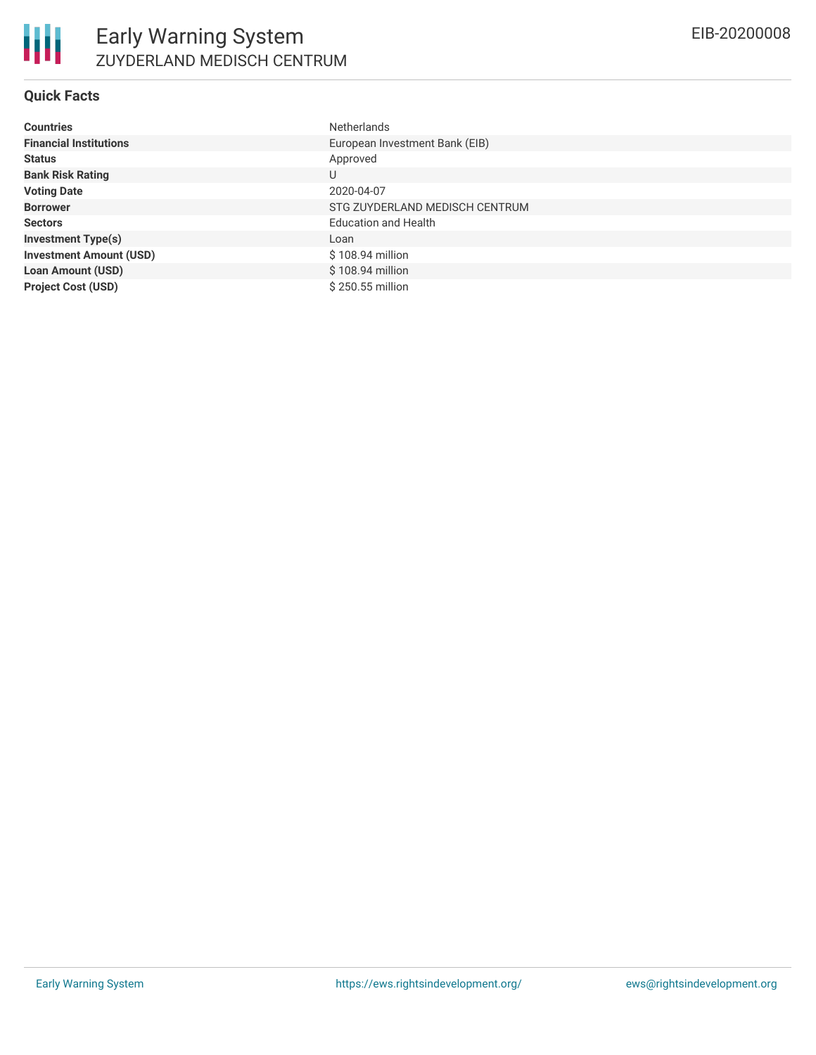# Early Warning System

ZUYDERLAND MEDISCH CENTRUM

EIB-20200008

## Quick Facts

| | |
|---|---|
| **Countries** | Netherlands |
| **Financial Institutions** | European Investment Bank (EIB) |
| **Status** | Approved |
| **Bank Risk Rating** | U |
| **Voting Date** | 2020-04-07 |
| **Borrower** | STG ZUYDERLAND MEDISCH CENTRUM |
| **Sectors** | Education and Health |
| **Investment Type(s)** | Loan |
| **Investment Amount (USD)** | $ 108.94 million |
| **Loan Amount (USD)** | $ 108.94 million |
| **Project Cost (USD)** | $ 250.55 million |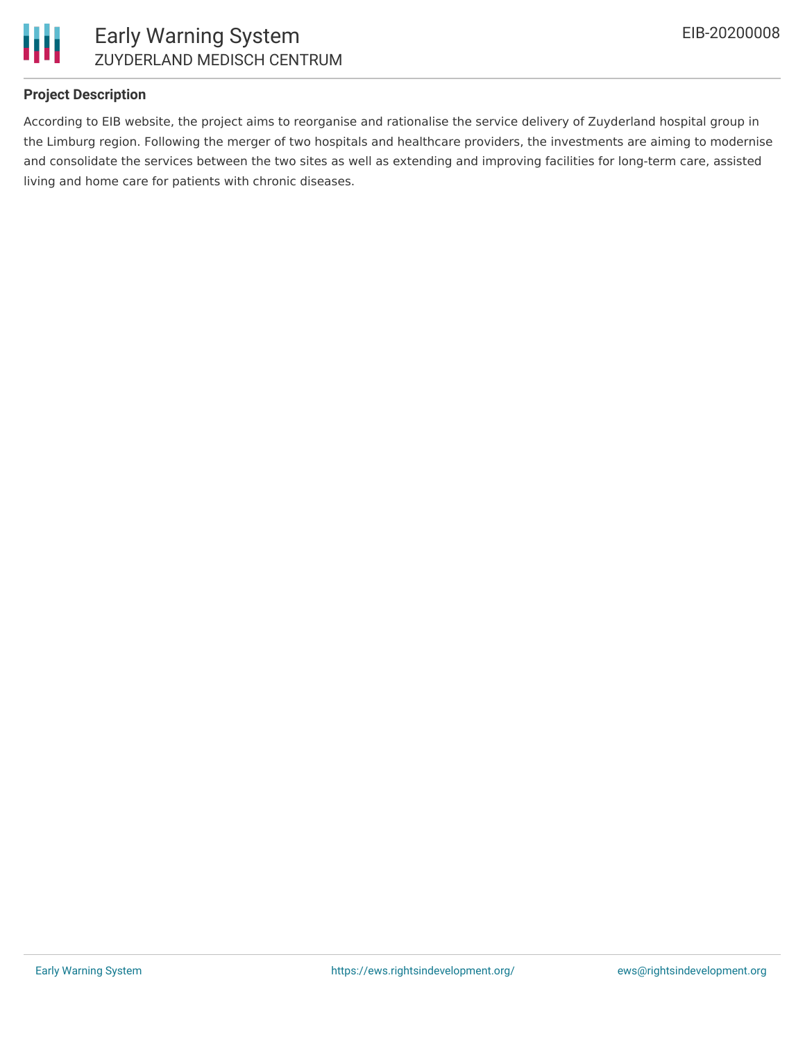## Project Description

According to EIB website, the project aims to reorganise and rationalise the service delivery of Zuyderland hospital group in the Limburg region. Following the merger of two hospitals and healthcare providers, the investments are aiming to modernise and consolidate the services between the two sites as well as extending and improving facilities for long-term care, assisted living and home care for patients with chronic diseases.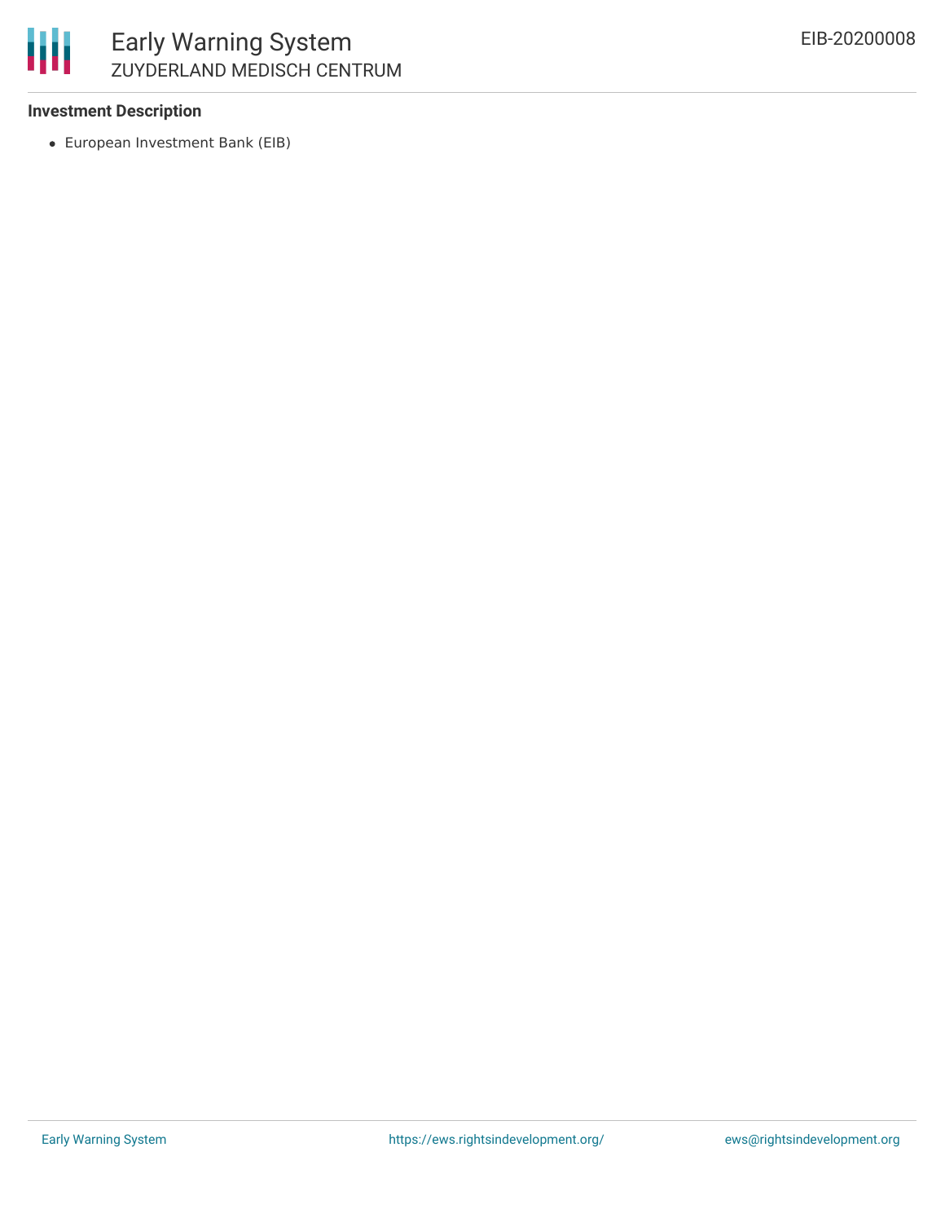**Investment Description**

- European Investment Bank (EIB)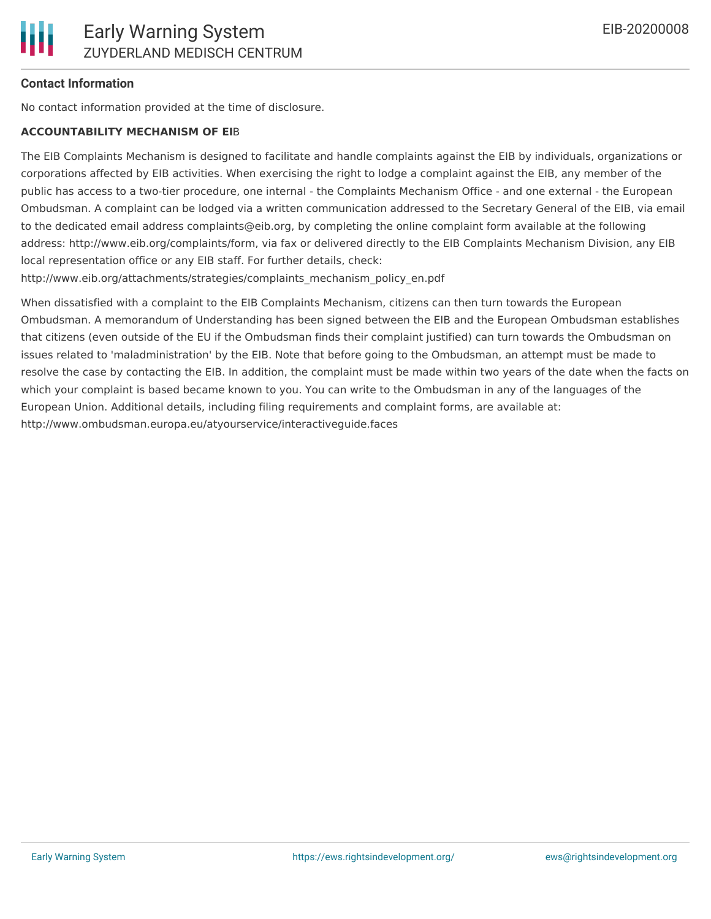## Contact Information

No contact information provided at the time of disclosure.

**ACCOUNTABILITY MECHANISM OF EIB**

The EIB Complaints Mechanism is designed to facilitate and handle complaints against the EIB by individuals, organizations or corporations affected by EIB activities. When exercising the right to lodge a complaint against the EIB, any member of the public has access to a two-tier procedure, one internal - the Complaints Mechanism Office - and one external - the European Ombudsman. A complaint can be lodged via a written communication addressed to the Secretary General of the EIB, via email to the dedicated email address complaints@eib.org, by completing the online complaint form available at the following address: http://www.eib.org/complaints/form, via fax or delivered directly to the EIB Complaints Mechanism Division, any EIB local representation office or any EIB staff. For further details, check: http://www.eib.org/attachments/strategies/complaints_mechanism_policy_en.pdf

When dissatisfied with a complaint to the EIB Complaints Mechanism, citizens can then turn towards the European Ombudsman. A memorandum of Understanding has been signed between the EIB and the European Ombudsman establishes that citizens (even outside of the EU if the Ombudsman finds their complaint justified) can turn towards the Ombudsman on issues related to 'maladministration' by the EIB. Note that before going to the Ombudsman, an attempt must be made to resolve the case by contacting the EIB. In addition, the complaint must be made within two years of the date when the facts on which your complaint is based became known to you. You can write to the Ombudsman in any of the languages of the European Union. Additional details, including filing requirements and complaint forms, are available at: http://www.ombudsman.europa.eu/atyourservice/interactiveguide.faces